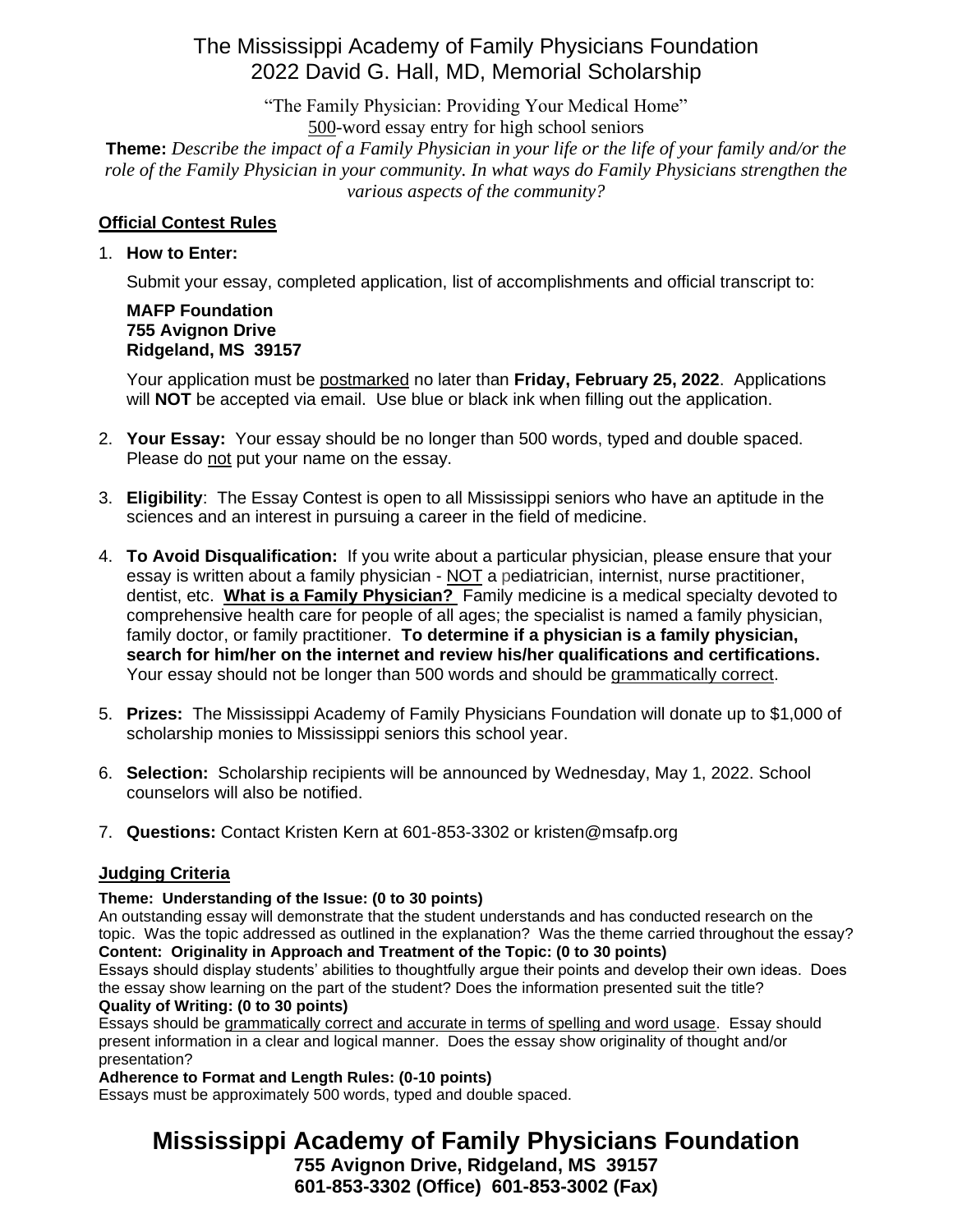# The Mississippi Academy of Family Physicians Foundation
## 2022 David G. Hall, MD, Memorial Scholarship

"The Family Physician: Providing Your Medical Home"

500-word essay entry for high school seniors

**Theme:** *Describe the impact of a Family Physician in your life or the life of your family and/or the role of the Family Physician in your community. In what ways do Family Physicians strengthen the various aspects of the community?*

### Official Contest Rules

1. **How to Enter:**

   Submit your essay, completed application, list of accomplishments and official transcript to:

   **MAFP Foundation**
   **755 Avignon Drive**
   **Ridgeland, MS 39157**

   Your application must be postmarked no later than **Friday, February 25, 2022**. Applications will **NOT** be accepted via email. Use blue or black ink when filling out the application.

2. **Your Essay:** Your essay should be no longer than 500 words, typed and double spaced. Please do not put your name on the essay.

3. **Eligibility**: The Essay Contest is open to all Mississippi seniors who have an aptitude in the sciences and an interest in pursuing a career in the field of medicine.

4. **To Avoid Disqualification:** If you write about a particular physician, please ensure that your essay is written about a family physician - NOT a pediatrician, internist, nurse practitioner, dentist, etc. **What is a Family Physician?** Family medicine is a medical specialty devoted to comprehensive health care for people of all ages; the specialist is named a family physician, family doctor, or family practitioner. **To determine if a physician is a family physician, search for him/her on the internet and review his/her qualifications and certifications.** Your essay should not be longer than 500 words and should be grammatically correct.

5. **Prizes:** The Mississippi Academy of Family Physicians Foundation will donate up to $1,000 of scholarship monies to Mississippi seniors this school year.

6. **Selection:** Scholarship recipients will be announced by Wednesday, May 1, 2022. School counselors will also be notified.

7. **Questions:** Contact Kristen Kern at 601-853-3302 or kristen@msafp.org

### Judging Criteria

**Theme: Understanding of the Issue: (0 to 30 points)**
An outstanding essay will demonstrate that the student understands and has conducted research on the topic. Was the topic addressed as outlined in the explanation? Was the theme carried throughout the essay?

**Content: Originality in Approach and Treatment of the Topic: (0 to 30 points)**
Essays should display students' abilities to thoughtfully argue their points and develop their own ideas. Does the essay show learning on the part of the student? Does the information presented suit the title?

**Quality of Writing: (0 to 30 points)**
Essays should be grammatically correct and accurate in terms of spelling and word usage. Essay should present information in a clear and logical manner. Does the essay show originality of thought and/or presentation?

**Adherence to Format and Length Rules: (0-10 points)**
Essays must be approximately 500 words, typed and double spaced.

## Mississippi Academy of Family Physicians Foundation

**755 Avignon Drive, Ridgeland, MS 39157**
**601-853-3302 (Office) 601-853-3002 (Fax)**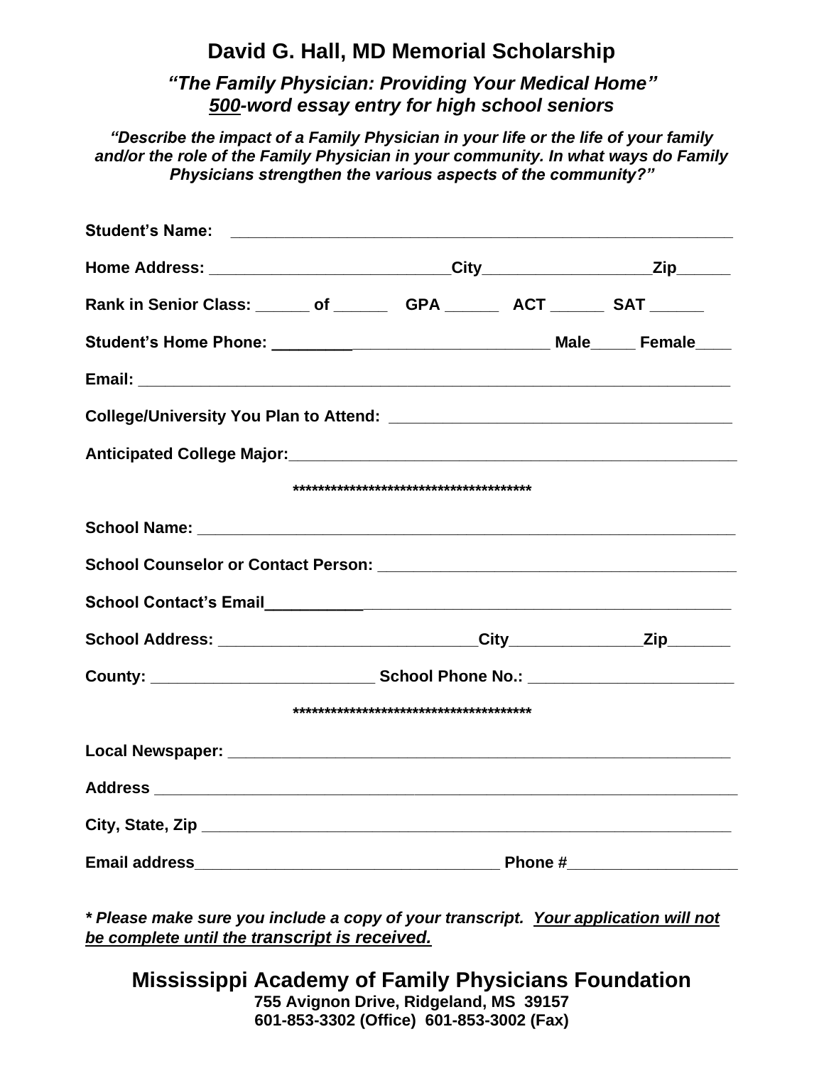# David G. Hall, MD Memorial Scholarship

## *"The Family Physician: Providing Your Medical Home"*

## *500-word essay entry for high school seniors*

***"Describe the impact of a Family Physician in your life or the life of your family and/or the role of the Family Physician in your community. In what ways do Family Physicians strengthen the various aspects of the community?"***

**Student's Name:** ____________________________________________________________

**Home Address:** ___________________________City___________________Zip______

**Rank in Senior Class:** ______ **of** ______ **GPA** ______ **ACT** ______ **SAT** ______

**Student's Home Phone:** _______________________________ **Male**_____ **Female**____

**Email:** _____________________________________________________________________

**College/University You Plan to Attend:** ______________________________________

**Anticipated College Major:**____________________________________________________

**************************************

**School Name:** _______________________________________________________________

**School Counselor or Contact Person:** __________________________________________

**School Contact's Email**__________________________________________________________

**School Address:** ______________________________City_______________Zip_______

**County:** _________________________ **School Phone No.:** _______________________

**************************************

**Local Newspaper:** ____________________________________________________________

**Address** _____________________________________________________________________

**City, State, Zip** _______________________________________________________________

**Email address**__________________________________ **Phone #**___________________

***\* Please make sure you include a copy of your transcript. <u>Your application will not be complete until the transcript is received.</u>***

**Mississippi Academy of Family Physicians Foundation**
**755 Avignon Drive, Ridgeland, MS 39157**
**601-853-3302 (Office) 601-853-3002 (Fax)**